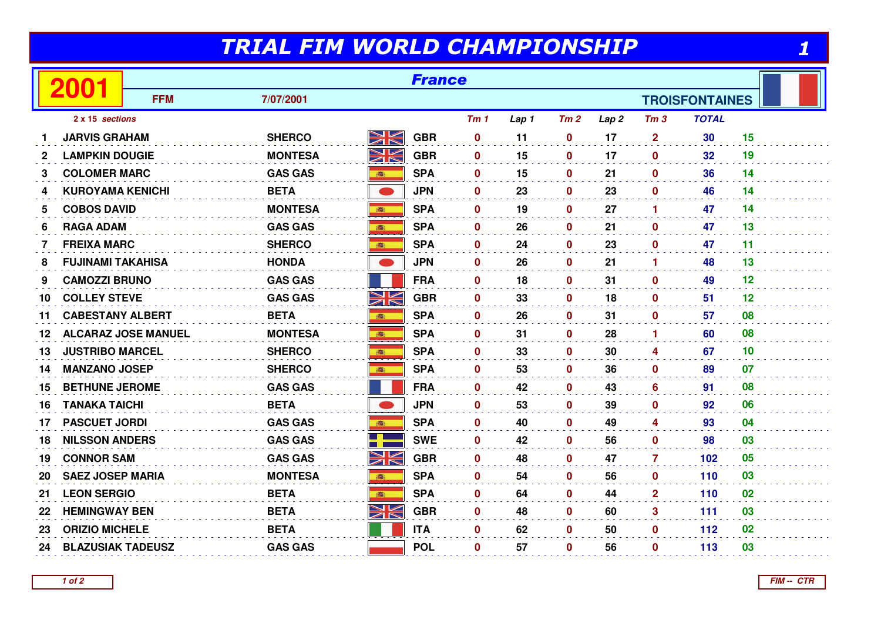# TRIAL FIM WORLD CHAMPIONSHIP

## 2001 — France

**FFM** — 7/07/2001 — **TROISFONTAINES**

*2 x 15 sections*

| | Rider | Bike | | Tm 1 | Lap 1 | Tm 2 | Lap 2 | Tm 3 | TOTAL | |
|---|---|---|---|---|---|---|---|---|---|---|
| 1 | JARVIS GRAHAM | SHERCO | GBR | 0 | 11 | 0 | 17 | 2 | 30 | 15 |
| 2 | LAMPKIN DOUGIE | MONTESA | GBR | 0 | 15 | 0 | 17 | 0 | 32 | 19 |
| 3 | COLOMER MARC | GAS GAS | SPA | 0 | 15 | 0 | 21 | 0 | 36 | 14 |
| 4 | KUROYAMA KENICHI | BETA | JPN | 0 | 23 | 0 | 23 | 0 | 46 | 14 |
| 5 | COBOS DAVID | MONTESA | SPA | 0 | 19 | 0 | 27 | 1 | 47 | 14 |
| 6 | RAGA ADAM | GAS GAS | SPA | 0 | 26 | 0 | 21 | 0 | 47 | 13 |
| 7 | FREIXA MARC | SHERCO | SPA | 0 | 24 | 0 | 23 | 0 | 47 | 11 |
| 8 | FUJINAMI TAKAHISA | HONDA | JPN | 0 | 26 | 0 | 21 | 1 | 48 | 13 |
| 9 | CAMOZZI BRUNO | GAS GAS | FRA | 0 | 18 | 0 | 31 | 0 | 49 | 12 |
| 10 | COLLEY STEVE | GAS GAS | GBR | 0 | 33 | 0 | 18 | 0 | 51 | 12 |
| 11 | CABESTANY ALBERT | BETA | SPA | 0 | 26 | 0 | 31 | 0 | 57 | 08 |
| 12 | ALCARAZ JOSE MANUEL | MONTESA | SPA | 0 | 31 | 0 | 28 | 1 | 60 | 08 |
| 13 | JUSTRIBO MARCEL | SHERCO | SPA | 0 | 33 | 0 | 30 | 4 | 67 | 10 |
| 14 | MANZANO JOSEP | SHERCO | SPA | 0 | 53 | 0 | 36 | 0 | 89 | 07 |
| 15 | BETHUNE JEROME | GAS GAS | FRA | 0 | 42 | 0 | 43 | 6 | 91 | 08 |
| 16 | TANAKA TAICHI | BETA | JPN | 0 | 53 | 0 | 39 | 0 | 92 | 06 |
| 17 | PASCUET JORDI | GAS GAS | SPA | 0 | 40 | 0 | 49 | 4 | 93 | 04 |
| 18 | NILSSON ANDERS | GAS GAS | SWE | 0 | 42 | 0 | 56 | 0 | 98 | 03 |
| 19 | CONNOR SAM | GAS GAS | GBR | 0 | 48 | 0 | 47 | 7 | 102 | 05 |
| 20 | SAEZ JOSEP MARIA | MONTESA | SPA | 0 | 54 | 0 | 56 | 0 | 110 | 03 |
| 21 | LEON SERGIO | BETA | SPA | 0 | 64 | 0 | 44 | 2 | 110 | 02 |
| 22 | HEMINGWAY BEN | BETA | GBR | 0 | 48 | 0 | 60 | 3 | 111 | 03 |
| 23 | ORIZIO MICHELE | BETA | ITA | 0 | 62 | 0 | 50 | 0 | 112 | 02 |
| 24 | BLAZUSIAK TADEUSZ | GAS GAS | POL | 0 | 57 | 0 | 56 | 0 | 113 | 03 |

FIM -- CTR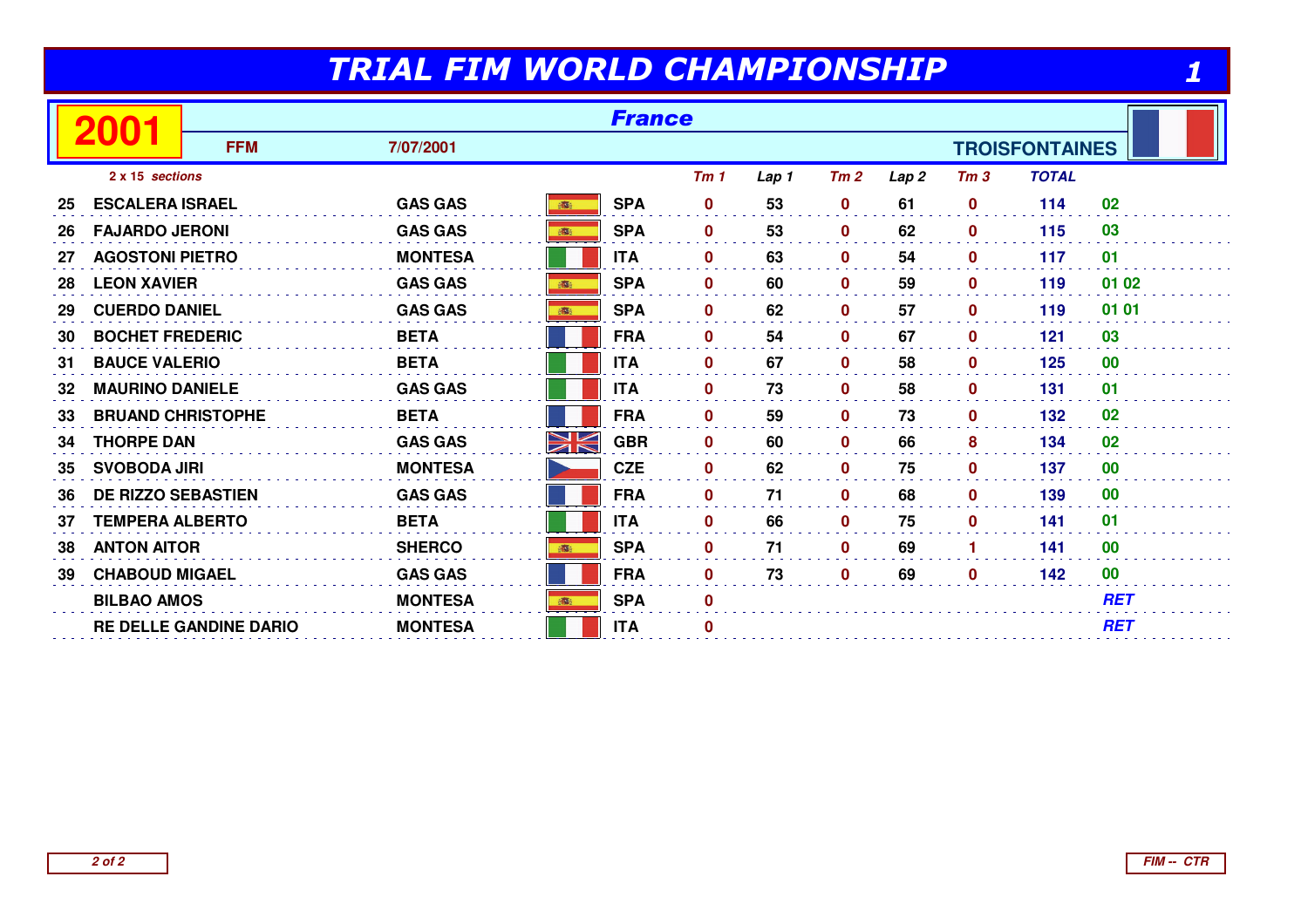# TRIAL FIM WORLD CHAMPIONSHIP

**2001** — *France*

**FFM** — **7/07/2001** — **TROISFONTAINES**

*2 x 15 sections*

| | | | | *Tm 1* | *Lap 1* | *Tm 2* | *Lap 2* | *Tm 3* | *TOTAL* | |
|---|---|---|---|---|---|---|---|---|---|---|
| 25 | ESCALERA ISRAEL | GAS GAS | SPA | 0 | 53 | 0 | 61 | 0 | 114 | 02 |
| 26 | FAJARDO JERONI | GAS GAS | SPA | 0 | 53 | 0 | 62 | 0 | 115 | 03 |
| 27 | AGOSTONI PIETRO | MONTESA | ITA | 0 | 63 | 0 | 54 | 0 | 117 | 01 |
| 28 | LEON XAVIER | GAS GAS | SPA | 0 | 60 | 0 | 59 | 0 | 119 | 01 02 |
| 29 | CUERDO DANIEL | GAS GAS | SPA | 0 | 62 | 0 | 57 | 0 | 119 | 01 01 |
| 30 | BOCHET FREDERIC | BETA | FRA | 0 | 54 | 0 | 67 | 0 | 121 | 03 |
| 31 | BAUCE VALERIO | BETA | ITA | 0 | 67 | 0 | 58 | 0 | 125 | 00 |
| 32 | MAURINO DANIELE | GAS GAS | ITA | 0 | 73 | 0 | 58 | 0 | 131 | 01 |
| 33 | BRUAND CHRISTOPHE | BETA | FRA | 0 | 59 | 0 | 73 | 0 | 132 | 02 |
| 34 | THORPE DAN | GAS GAS | GBR | 0 | 60 | 0 | 66 | 8 | 134 | 02 |
| 35 | SVOBODA JIRI | MONTESA | CZE | 0 | 62 | 0 | 75 | 0 | 137 | 00 |
| 36 | DE RIZZO SEBASTIEN | GAS GAS | FRA | 0 | 71 | 0 | 68 | 0 | 139 | 00 |
| 37 | TEMPERA ALBERTO | BETA | ITA | 0 | 66 | 0 | 75 | 0 | 141 | 01 |
| 38 | ANTON AITOR | SHERCO | SPA | 0 | 71 | 0 | 69 | 1 | 141 | 00 |
| 39 | CHABOUD MIGAEL | GAS GAS | FRA | 0 | 73 | 0 | 69 | 0 | 142 | 00 |
| | BILBAO AMOS | MONTESA | SPA | 0 | | | | | | *RET* |
| | RE DELLE GANDINE DARIO | MONTESA | ITA | 0 | | | | | | *RET* |

*FIM -- CTR*